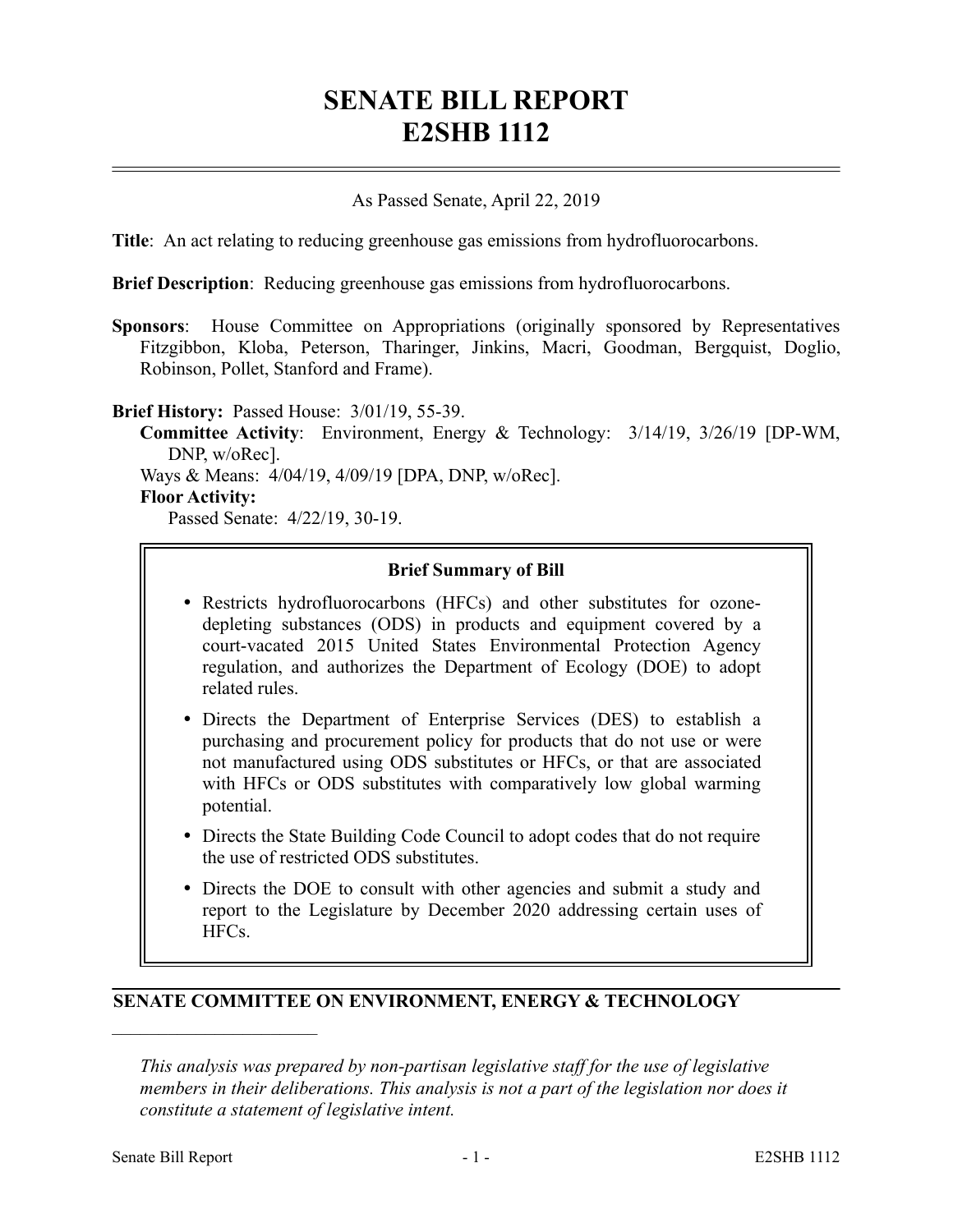# SENATE BILL REPORT
# E2SHB 1112

As Passed Senate, April 22, 2019

**Title**: An act relating to reducing greenhouse gas emissions from hydrofluorocarbons.

**Brief Description**: Reducing greenhouse gas emissions from hydrofluorocarbons.

**Sponsors**: House Committee on Appropriations (originally sponsored by Representatives Fitzgibbon, Kloba, Peterson, Tharinger, Jinkins, Macri, Goodman, Bergquist, Doglio, Robinson, Pollet, Stanford and Frame).

**Brief History:** Passed House: 3/01/19, 55-39.

**Committee Activity**: Environment, Energy & Technology: 3/14/19, 3/26/19 [DP-WM, DNP, w/oRec].

Ways & Means: 4/04/19, 4/09/19 [DPA, DNP, w/oRec].

**Floor Activity:**

Passed Senate: 4/22/19, 30-19.

**Brief Summary of Bill**

- Restricts hydrofluorocarbons (HFCs) and other substitutes for ozone-depleting substances (ODS) in products and equipment covered by a court-vacated 2015 United States Environmental Protection Agency regulation, and authorizes the Department of Ecology (DOE) to adopt related rules.
- Directs the Department of Enterprise Services (DES) to establish a purchasing and procurement policy for products that do not use or were not manufactured using ODS substitutes or HFCs, or that are associated with HFCs or ODS substitutes with comparatively low global warming potential.
- Directs the State Building Code Council to adopt codes that do not require the use of restricted ODS substitutes.
- Directs the DOE to consult with other agencies and submit a study and report to the Legislature by December 2020 addressing certain uses of HFCs.

## SENATE COMMITTEE ON ENVIRONMENT, ENERGY & TECHNOLOGY

*This analysis was prepared by non-partisan legislative staff for the use of legislative members in their deliberations. This analysis is not a part of the legislation nor does it constitute a statement of legislative intent.*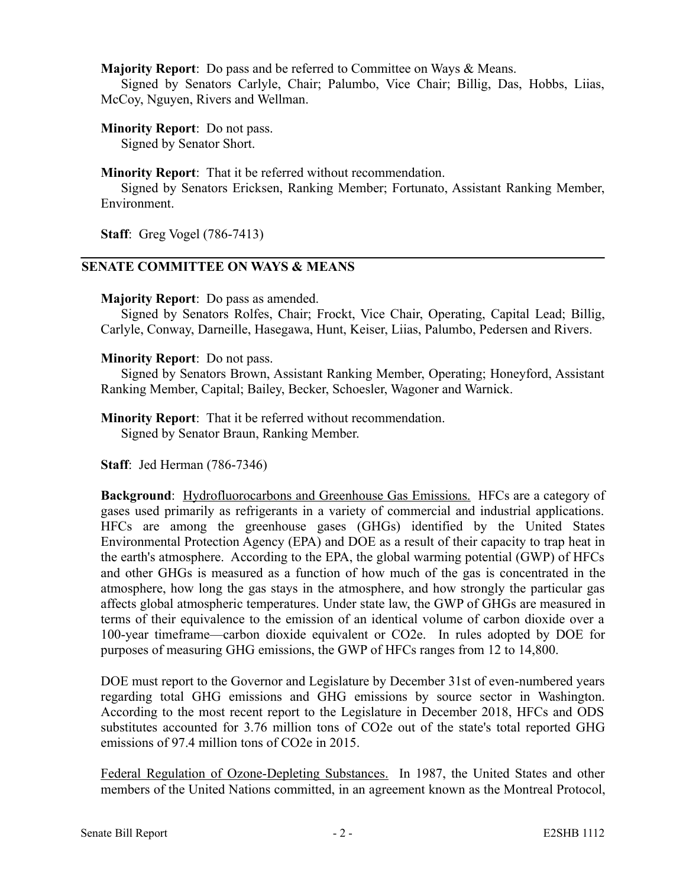**Majority Report**: Do pass and be referred to Committee on Ways & Means.
Signed by Senators Carlyle, Chair; Palumbo, Vice Chair; Billig, Das, Hobbs, Liias, McCoy, Nguyen, Rivers and Wellman.

**Minority Report**: Do not pass.
Signed by Senator Short.

**Minority Report**: That it be referred without recommendation.
Signed by Senators Ericksen, Ranking Member; Fortunato, Assistant Ranking Member, Environment.

**Staff**: Greg Vogel (786-7413)

## SENATE COMMITTEE ON WAYS & MEANS

**Majority Report**: Do pass as amended.
Signed by Senators Rolfes, Chair; Frockt, Vice Chair, Operating, Capital Lead; Billig, Carlyle, Conway, Darneille, Hasegawa, Hunt, Keiser, Liias, Palumbo, Pedersen and Rivers.

**Minority Report**: Do not pass.
Signed by Senators Brown, Assistant Ranking Member, Operating; Honeyford, Assistant Ranking Member, Capital; Bailey, Becker, Schoesler, Wagoner and Warnick.

**Minority Report**: That it be referred without recommendation.
Signed by Senator Braun, Ranking Member.

**Staff**: Jed Herman (786-7346)

**Background**: Hydrofluorocarbons and Greenhouse Gas Emissions. HFCs are a category of gases used primarily as refrigerants in a variety of commercial and industrial applications. HFCs are among the greenhouse gases (GHGs) identified by the United States Environmental Protection Agency (EPA) and DOE as a result of their capacity to trap heat in the earth's atmosphere. According to the EPA, the global warming potential (GWP) of HFCs and other GHGs is measured as a function of how much of the gas is concentrated in the atmosphere, how long the gas stays in the atmosphere, and how strongly the particular gas affects global atmospheric temperatures. Under state law, the GWP of GHGs are measured in terms of their equivalence to the emission of an identical volume of carbon dioxide over a 100-year timeframe—carbon dioxide equivalent or $CO_2e$. In rules adopted by DOE for purposes of measuring GHG emissions, the GWP of HFCs ranges from 12 to 14,800.

DOE must report to the Governor and Legislature by December 31st of even-numbered years regarding total GHG emissions and GHG emissions by source sector in Washington. According to the most recent report to the Legislature in December 2018, HFCs and ODS substitutes accounted for 3.76 million tons of $CO_2e$ out of the state's total reported GHG emissions of 97.4 million tons of $CO_2e$ in 2015.

Federal Regulation of Ozone-Depleting Substances. In 1987, the United States and other members of the United Nations committed, in an agreement known as the Montreal Protocol,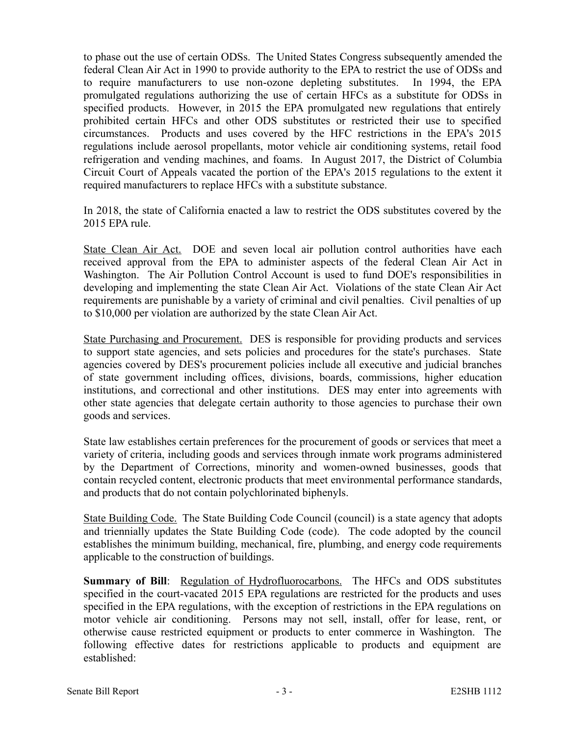to phase out the use of certain ODSs. The United States Congress subsequently amended the federal Clean Air Act in 1990 to provide authority to the EPA to restrict the use of ODSs and to require manufacturers to use non-ozone depleting substitutes. In 1994, the EPA promulgated regulations authorizing the use of certain HFCs as a substitute for ODSs in specified products. However, in 2015 the EPA promulgated new regulations that entirely prohibited certain HFCs and other ODS substitutes or restricted their use to specified circumstances. Products and uses covered by the HFC restrictions in the EPA's 2015 regulations include aerosol propellants, motor vehicle air conditioning systems, retail food refrigeration and vending machines, and foams. In August 2017, the District of Columbia Circuit Court of Appeals vacated the portion of the EPA's 2015 regulations to the extent it required manufacturers to replace HFCs with a substitute substance.

In 2018, the state of California enacted a law to restrict the ODS substitutes covered by the 2015 EPA rule.

State Clean Air Act. DOE and seven local air pollution control authorities have each received approval from the EPA to administer aspects of the federal Clean Air Act in Washington. The Air Pollution Control Account is used to fund DOE's responsibilities in developing and implementing the state Clean Air Act. Violations of the state Clean Air Act requirements are punishable by a variety of criminal and civil penalties. Civil penalties of up to $10,000 per violation are authorized by the state Clean Air Act.

State Purchasing and Procurement. DES is responsible for providing products and services to support state agencies, and sets policies and procedures for the state's purchases. State agencies covered by DES's procurement policies include all executive and judicial branches of state government including offices, divisions, boards, commissions, higher education institutions, and correctional and other institutions. DES may enter into agreements with other state agencies that delegate certain authority to those agencies to purchase their own goods and services.

State law establishes certain preferences for the procurement of goods or services that meet a variety of criteria, including goods and services through inmate work programs administered by the Department of Corrections, minority and women-owned businesses, goods that contain recycled content, electronic products that meet environmental performance standards, and products that do not contain polychlorinated biphenyls.

State Building Code. The State Building Code Council (council) is a state agency that adopts and triennially updates the State Building Code (code). The code adopted by the council establishes the minimum building, mechanical, fire, plumbing, and energy code requirements applicable to the construction of buildings.

**Summary of Bill**: Regulation of Hydrofluorocarbons. The HFCs and ODS substitutes specified in the court-vacated 2015 EPA regulations are restricted for the products and uses specified in the EPA regulations, with the exception of restrictions in the EPA regulations on motor vehicle air conditioning. Persons may not sell, install, offer for lease, rent, or otherwise cause restricted equipment or products to enter commerce in Washington. The following effective dates for restrictions applicable to products and equipment are established: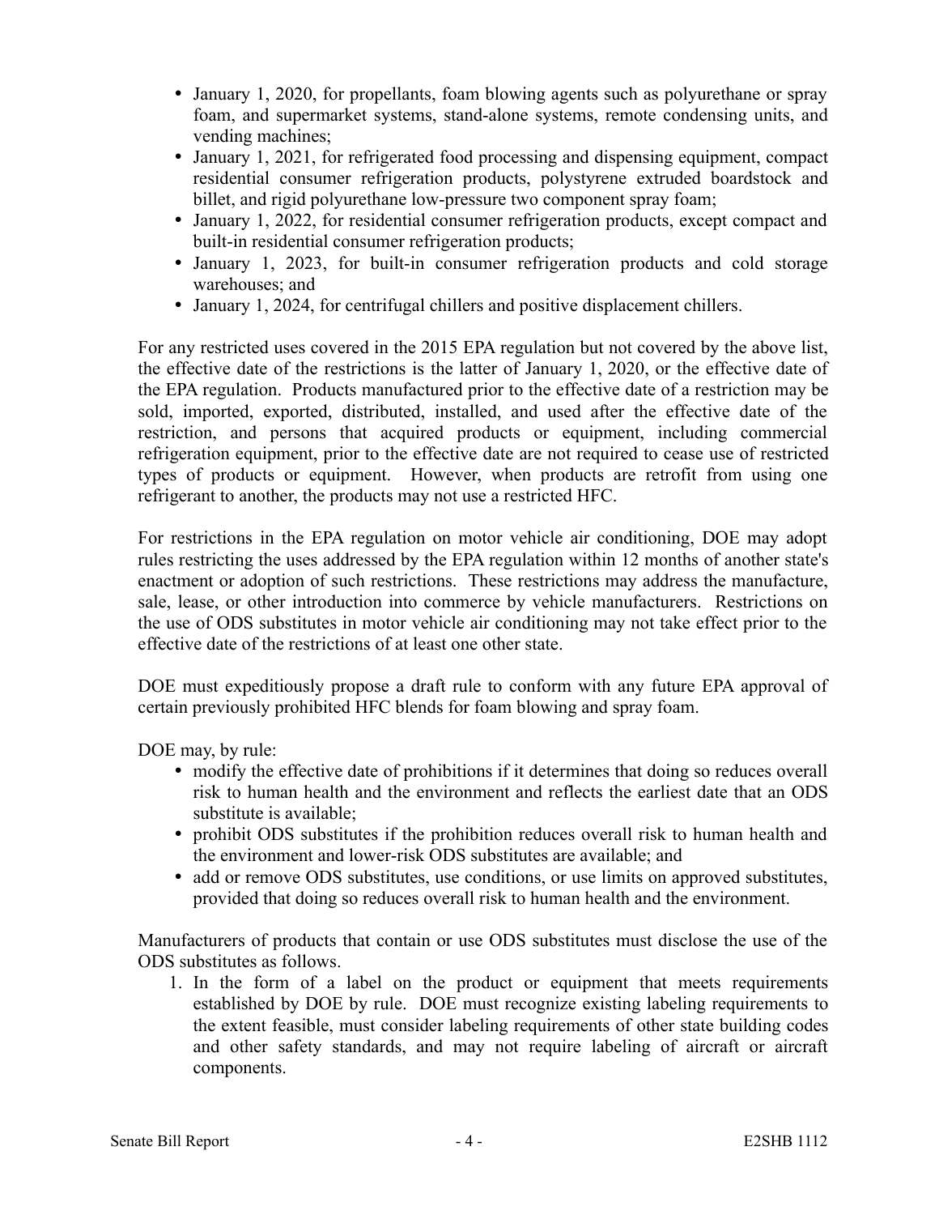- January 1, 2020, for propellants, foam blowing agents such as polyurethane or spray foam, and supermarket systems, stand-alone systems, remote condensing units, and vending machines;
- January 1, 2021, for refrigerated food processing and dispensing equipment, compact residential consumer refrigeration products, polystyrene extruded boardstock and billet, and rigid polyurethane low-pressure two component spray foam;
- January 1, 2022, for residential consumer refrigeration products, except compact and built-in residential consumer refrigeration products;
- January 1, 2023, for built-in consumer refrigeration products and cold storage warehouses; and
- January 1, 2024, for centrifugal chillers and positive displacement chillers.

For any restricted uses covered in the 2015 EPA regulation but not covered by the above list, the effective date of the restrictions is the latter of January 1, 2020, or the effective date of the EPA regulation. Products manufactured prior to the effective date of a restriction may be sold, imported, exported, distributed, installed, and used after the effective date of the restriction, and persons that acquired products or equipment, including commercial refrigeration equipment, prior to the effective date are not required to cease use of restricted types of products or equipment. However, when products are retrofit from using one refrigerant to another, the products may not use a restricted HFC.

For restrictions in the EPA regulation on motor vehicle air conditioning, DOE may adopt rules restricting the uses addressed by the EPA regulation within 12 months of another state's enactment or adoption of such restrictions. These restrictions may address the manufacture, sale, lease, or other introduction into commerce by vehicle manufacturers. Restrictions on the use of ODS substitutes in motor vehicle air conditioning may not take effect prior to the effective date of the restrictions of at least one other state.

DOE must expeditiously propose a draft rule to conform with any future EPA approval of certain previously prohibited HFC blends for foam blowing and spray foam.

DOE may, by rule:

- modify the effective date of prohibitions if it determines that doing so reduces overall risk to human health and the environment and reflects the earliest date that an ODS substitute is available;
- prohibit ODS substitutes if the prohibition reduces overall risk to human health and the environment and lower-risk ODS substitutes are available; and
- add or remove ODS substitutes, use conditions, or use limits on approved substitutes, provided that doing so reduces overall risk to human health and the environment.

Manufacturers of products that contain or use ODS substitutes must disclose the use of the ODS substitutes as follows.

1. In the form of a label on the product or equipment that meets requirements established by DOE by rule. DOE must recognize existing labeling requirements to the extent feasible, must consider labeling requirements of other state building codes and other safety standards, and may not require labeling of aircraft or aircraft components.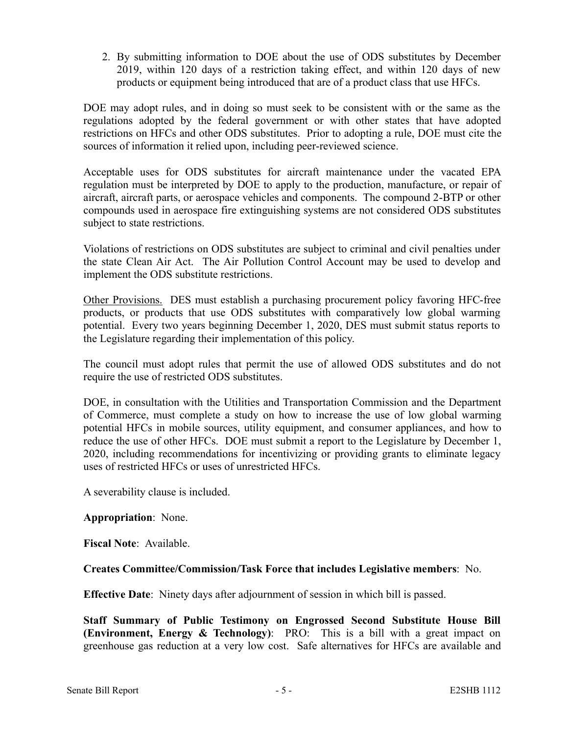2. By submitting information to DOE about the use of ODS substitutes by December 2019, within 120 days of a restriction taking effect, and within 120 days of new products or equipment being introduced that are of a product class that use HFCs.

DOE may adopt rules, and in doing so must seek to be consistent with or the same as the regulations adopted by the federal government or with other states that have adopted restrictions on HFCs and other ODS substitutes. Prior to adopting a rule, DOE must cite the sources of information it relied upon, including peer-reviewed science.

Acceptable uses for ODS substitutes for aircraft maintenance under the vacated EPA regulation must be interpreted by DOE to apply to the production, manufacture, or repair of aircraft, aircraft parts, or aerospace vehicles and components. The compound 2-BTP or other compounds used in aerospace fire extinguishing systems are not considered ODS substitutes subject to state restrictions.

Violations of restrictions on ODS substitutes are subject to criminal and civil penalties under the state Clean Air Act. The Air Pollution Control Account may be used to develop and implement the ODS substitute restrictions.

Other Provisions. DES must establish a purchasing procurement policy favoring HFC-free products, or products that use ODS substitutes with comparatively low global warming potential. Every two years beginning December 1, 2020, DES must submit status reports to the Legislature regarding their implementation of this policy.

The council must adopt rules that permit the use of allowed ODS substitutes and do not require the use of restricted ODS substitutes.

DOE, in consultation with the Utilities and Transportation Commission and the Department of Commerce, must complete a study on how to increase the use of low global warming potential HFCs in mobile sources, utility equipment, and consumer appliances, and how to reduce the use of other HFCs. DOE must submit a report to the Legislature by December 1, 2020, including recommendations for incentivizing or providing grants to eliminate legacy uses of restricted HFCs or uses of unrestricted HFCs.

A severability clause is included.

**Appropriation**: None.

**Fiscal Note**: Available.

**Creates Committee/Commission/Task Force that includes Legislative members**: No.

**Effective Date**: Ninety days after adjournment of session in which bill is passed.

**Staff Summary of Public Testimony on Engrossed Second Substitute House Bill (Environment, Energy & Technology)**: PRO: This is a bill with a great impact on greenhouse gas reduction at a very low cost. Safe alternatives for HFCs are available and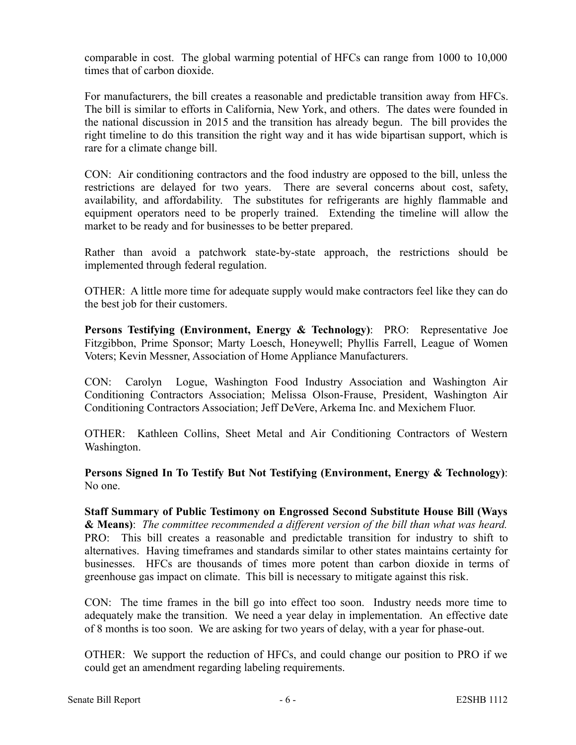comparable in cost. The global warming potential of HFCs can range from 1000 to 10,000 times that of carbon dioxide.

For manufacturers, the bill creates a reasonable and predictable transition away from HFCs. The bill is similar to efforts in California, New York, and others. The dates were founded in the national discussion in 2015 and the transition has already begun. The bill provides the right timeline to do this transition the right way and it has wide bipartisan support, which is rare for a climate change bill.

CON: Air conditioning contractors and the food industry are opposed to the bill, unless the restrictions are delayed for two years. There are several concerns about cost, safety, availability, and affordability. The substitutes for refrigerants are highly flammable and equipment operators need to be properly trained. Extending the timeline will allow the market to be ready and for businesses to be better prepared.

Rather than avoid a patchwork state-by-state approach, the restrictions should be implemented through federal regulation.

OTHER: A little more time for adequate supply would make contractors feel like they can do the best job for their customers.

**Persons Testifying (Environment, Energy & Technology)**: PRO: Representative Joe Fitzgibbon, Prime Sponsor; Marty Loesch, Honeywell; Phyllis Farrell, League of Women Voters; Kevin Messner, Association of Home Appliance Manufacturers.

CON: Carolyn Logue, Washington Food Industry Association and Washington Air Conditioning Contractors Association; Melissa Olson-Frause, President, Washington Air Conditioning Contractors Association; Jeff DeVere, Arkema Inc. and Mexichem Fluor.

OTHER: Kathleen Collins, Sheet Metal and Air Conditioning Contractors of Western Washington.

**Persons Signed In To Testify But Not Testifying (Environment, Energy & Technology)**: No one.

**Staff Summary of Public Testimony on Engrossed Second Substitute House Bill (Ways & Means)**: *The committee recommended a different version of the bill than what was heard.* PRO: This bill creates a reasonable and predictable transition for industry to shift to alternatives. Having timeframes and standards similar to other states maintains certainty for businesses. HFCs are thousands of times more potent than carbon dioxide in terms of greenhouse gas impact on climate. This bill is necessary to mitigate against this risk.

CON: The time frames in the bill go into effect too soon. Industry needs more time to adequately make the transition. We need a year delay in implementation. An effective date of 8 months is too soon. We are asking for two years of delay, with a year for phase-out.

OTHER: We support the reduction of HFCs, and could change our position to PRO if we could get an amendment regarding labeling requirements.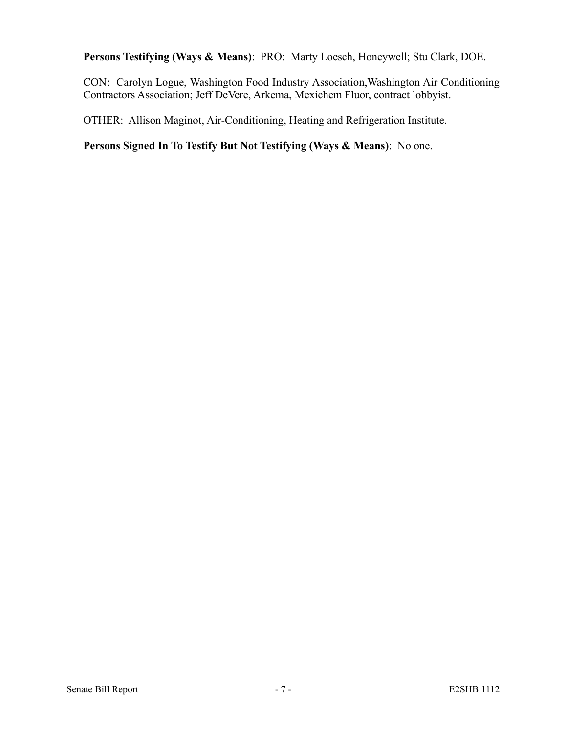**Persons Testifying (Ways & Means)**: PRO: Marty Loesch, Honeywell; Stu Clark, DOE.

CON: Carolyn Logue, Washington Food Industry Association,Washington Air Conditioning Contractors Association; Jeff DeVere, Arkema, Mexichem Fluor, contract lobbyist.

OTHER: Allison Maginot, Air-Conditioning, Heating and Refrigeration Institute.

**Persons Signed In To Testify But Not Testifying (Ways & Means)**: No one.